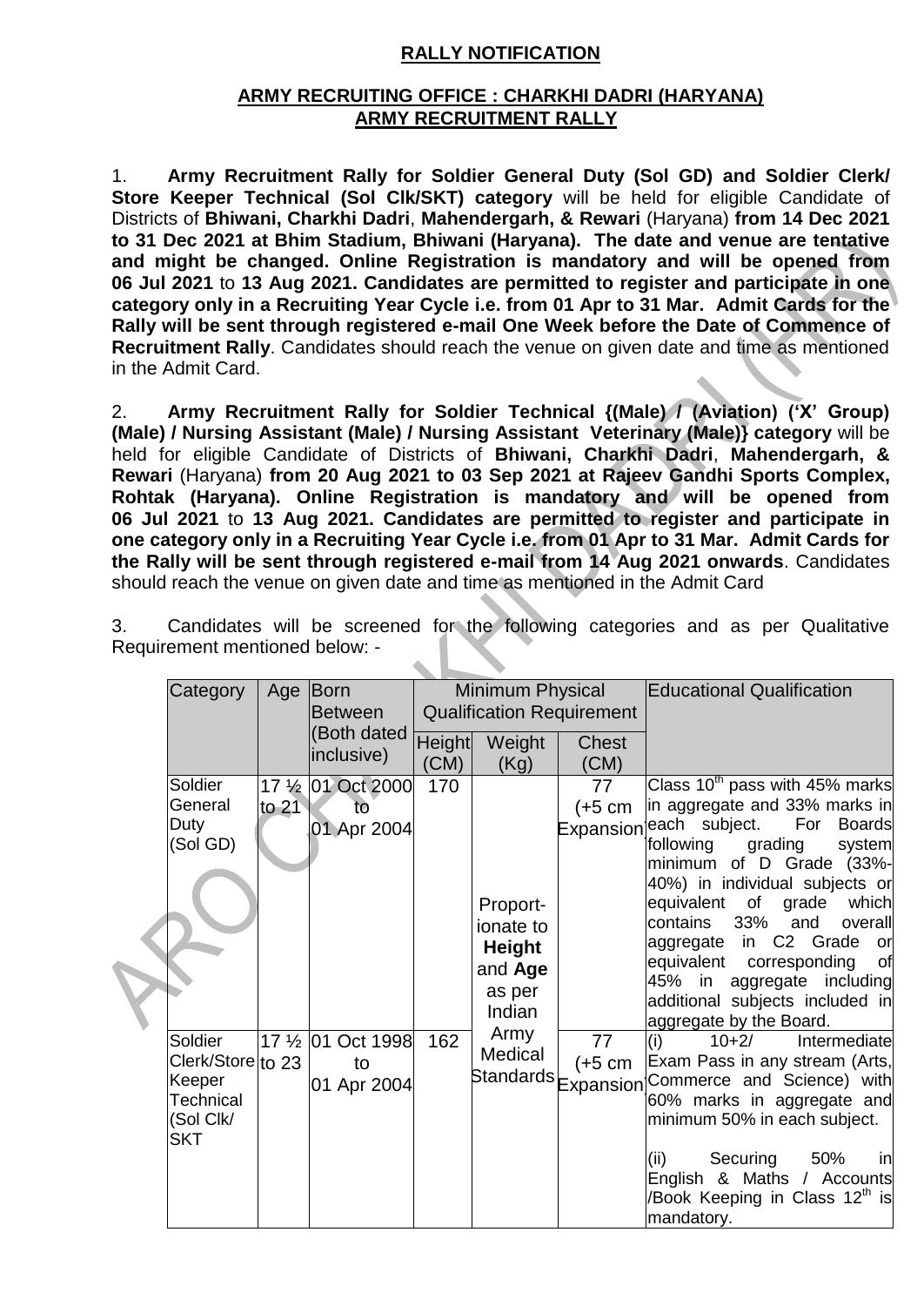**RALLY NOTIFICATION**

**ARMY RECRUITING OFFICE : CHARKHI DADRI (HARYANA)**
**ARMY RECRUITMENT RALLY**

1. **Army Recruitment Rally for Soldier General Duty (Sol GD) and Soldier Clerk/ Store Keeper Technical (Sol Clk/SKT) category** will be held for eligible Candidate of Districts of **Bhiwani, Charkhi Dadri**, **Mahendergarh, & Rewari** (Haryana) **from 14 Dec 2021 to 31 Dec 2021 at Bhim Stadium, Bhiwani (Haryana). The date and venue are tentative and might be changed. Online Registration is mandatory and will be opened from 06 Jul 2021** to **13 Aug 2021. Candidates are permitted to register and participate in one category only in a Recruiting Year Cycle i.e. from 01 Apr to 31 Mar. Admit Cards for the Rally will be sent through registered e-mail One Week before the Date of Commence of Recruitment Rally**. Candidates should reach the venue on given date and time as mentioned in the Admit Card.

2. **Army Recruitment Rally for Soldier Technical {(Male) / (Aviation) ('X' Group) (Male) / Nursing Assistant (Male) / Nursing Assistant Veterinary (Male)} category** will be held for eligible Candidate of Districts of **Bhiwani, Charkhi Dadri**, **Mahendergarh, & Rewari** (Haryana) **from 20 Aug 2021 to 03 Sep 2021 at Rajeev Gandhi Sports Complex, Rohtak (Haryana). Online Registration is mandatory and will be opened from 06 Jul 2021** to **13 Aug 2021. Candidates are permitted to register and participate in one category only in a Recruiting Year Cycle i.e. from 01 Apr to 31 Mar. Admit Cards for the Rally will be sent through registered e-mail from 14 Aug 2021 onwards**. Candidates should reach the venue on given date and time as mentioned in the Admit Card

3. Candidates will be screened for the following categories and as per Qualitative Requirement mentioned below: -

| Category | Age | Born Between (Both dated inclusive) | Minimum Physical Qualification Requirement | | | Educational Qualification |
|---|---|---|---|---|---|---|
| | | | Height (CM) | Weight (Kg) | Chest (CM) | |
| Soldier General Duty (Sol GD) | 17 ½ to 21 | 01 Oct 2000 to 01 Apr 2004 | 170 | Proport-ionate to **Height** and **Age** as per Indian Army Medical Standards | 77 (+5 cm Expansion | Class 10th pass with 45% marks in aggregate and 33% marks in each subject. For Boards following grading system minimum of D Grade (33%-40%) in individual subjects or equivalent of grade which contains 33% and overall aggregate in C2 Grade or equivalent corresponding of 45% in aggregate including additional subjects included in aggregate by the Board. |
| Soldier Clerk/Store Keeper Technical (Sol Clk/ SKT | 17 ½ to 23 | 01 Oct 1998 to 01 Apr 2004 | 162 | | 77 (+5 cm Expansion | (i) 10+2/ Intermediate Exam Pass in any stream (Arts, Commerce and Science) with 60% marks in aggregate and minimum 50% in each subject.<br><br>(ii) Securing 50% in English & Maths / Accounts /Book Keeping in Class 12th is mandatory. |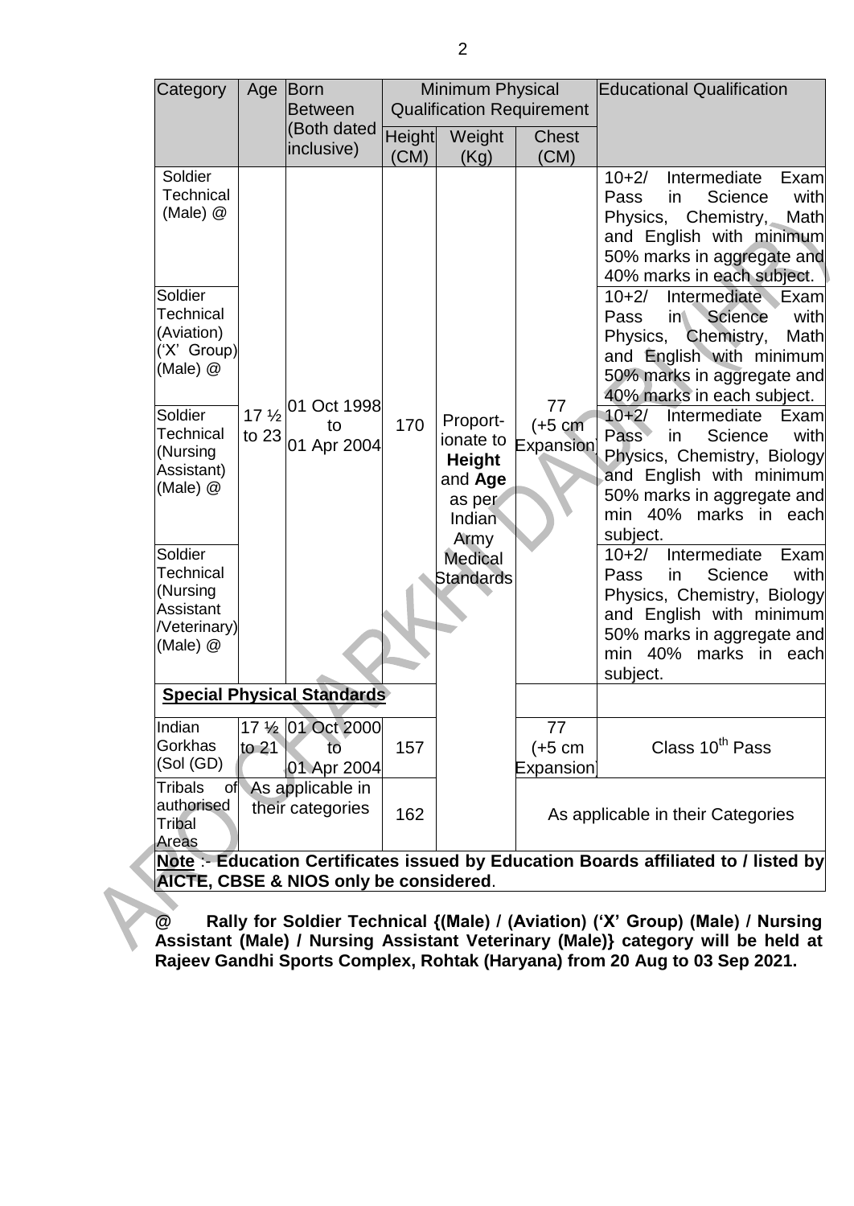| Category | Age | Born Between (Both dated inclusive) | Minimum Physical Qualification Requirement | | | Educational Qualification |
|---|---|---|---|---|---|---|
| | | | Height (CM) | Weight (Kg) | Chest (CM) | |
| Soldier Technical (Male) @ | 17 ½ to 23 | 01 Oct 1998 to 01 Apr 2004 | 170 | Proportionate to **Height** and **Age** as per Indian Army Medical Standards | 77 (+5 cm Expansion) | 10+2/ Intermediate Exam Pass in Science with Physics, Chemistry, Math and English with minimum 50% marks in aggregate and 40% marks in each subject. |
| Soldier Technical (Aviation) ('X' Group) (Male) @ | | | | | | 10+2/ Intermediate Exam Pass in Science with Physics, Chemistry, Math and English with minimum 50% marks in aggregate and 40% marks in each subject. |
| Soldier Technical (Nursing Assistant) (Male) @ | | | | | | 10+2/ Intermediate Exam Pass in Science with Physics, Chemistry, Biology and English with minimum 50% marks in aggregate and min 40% marks in each subject. |
| Soldier Technical (Nursing Assistant /Veterinary) (Male) @ | | | | | | 10+2/ Intermediate Exam Pass in Science with Physics, Chemistry, Biology and English with minimum 50% marks in aggregate and min 40% marks in each subject. |
| **Special Physical Standards** | | | | | | |
| Indian Gorkhas (Sol (GD) | 17 ½ to 21 | 01 Oct 2000 to 01 Apr 2004 | 157 | | 77 (+5 cm Expansion) | Class 10th Pass |
| Tribals of authorised Tribal Areas | As applicable in their categories | | 162 | | As applicable in their Categories | |

**Note** :- **Education Certificates issued by Education Boards affiliated to / listed by AICTE, CBSE & NIOS only be considered**.

**@ Rally for Soldier Technical {(Male) / (Aviation) ('X' Group) (Male) / Nursing Assistant (Male) / Nursing Assistant Veterinary (Male)} category will be held at Rajeev Gandhi Sports Complex, Rohtak (Haryana) from 20 Aug to 03 Sep 2021.**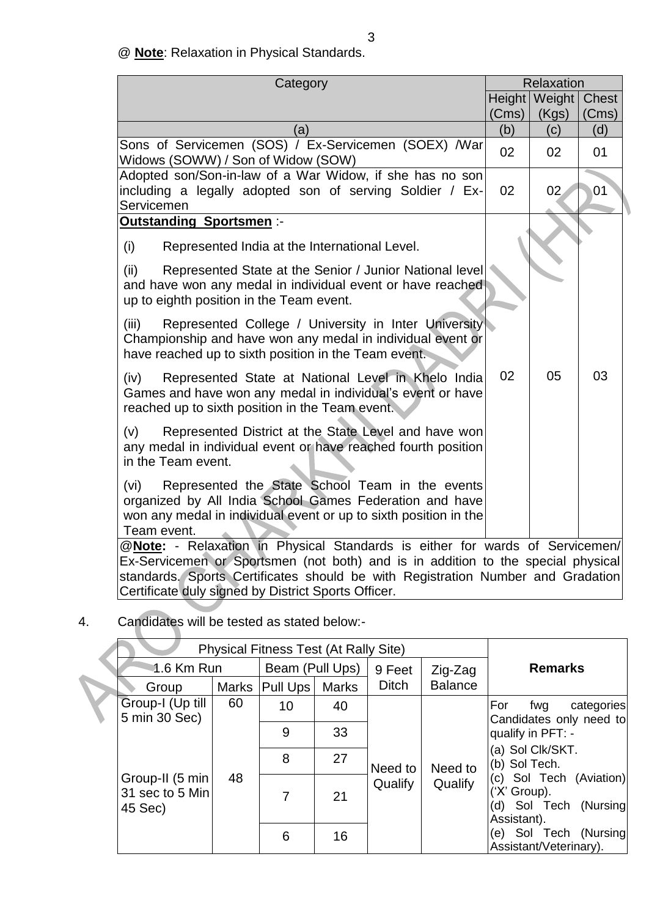@ **Note**: Relaxation in Physical Standards.

| Category | Relaxation | | |
|---|---|---|---|
| | Height (Cms) | Weight (Kgs) | Chest (Cms) |
| (a) | (b) | (c) | (d) |
| Sons of Servicemen (SOS) / Ex-Servicemen (SOEX) /War Widows (SOWW) / Son of Widow (SOW) | 02 | 02 | 01 |
| Adopted son/Son-in-law of a War Widow, if she has no son including a legally adopted son of serving Soldier / Ex-Servicemen | 02 | 02 | 01 |
| **Outstanding Sportsmen** :-<br>(i) Represented India at the International Level.<br>(ii) Represented State at the Senior / Junior National level and have won any medal in individual event or have reached up to eighth position in the Team event.<br>(iii) Represented College / University in Inter University Championship and have won any medal in individual event or have reached up to sixth position in the Team event.<br>(iv) Represented State at National Level in Khelo India Games and have won any medal in individual's event or have reached up to sixth position in the Team event.<br>(v) Represented District at the State Level and have won any medal in individual event or have reached fourth position in the Team event.<br>(vi) Represented the State School Team in the events organized by All India School Games Federation and have won any medal in individual event or up to sixth position in the Team event. | 02 | 05 | 03 |
| @**Note:** - Relaxation in Physical Standards is either for wards of Servicemen/ Ex-Servicemen or Sportsmen (not both) and is in addition to the special physical standards. Sports Certificates should be with Registration Number and Gradation Certificate duly signed by District Sports Officer. | | | |

4. Candidates will be tested as stated below:-

| Physical Fitness Test (At Rally Site) | | | | | | Remarks |
|---|---|---|---|---|---|---|
| 1.6 Km Run | | Beam (Pull Ups) | | 9 Feet Ditch | Zig-Zag Balance | |
| Group | Marks | Pull Ups | Marks | | | |
| Group-I (Up till 5 min 30 Sec) | 60 | 10 | 40 | Need to Qualify | Need to Qualify | For fwg categories Candidates only need to qualify in PFT: -<br>(a) Sol Clk/SKT.<br>(b) Sol Tech.<br>(c) Sol Tech (Aviation) ('X' Group).<br>(d) Sol Tech (Nursing Assistant).<br>(e) Sol Tech (Nursing Assistant/Veterinary). |
| | | 9 | 33 | | | |
| Group-II (5 min 31 sec to 5 Min 45 Sec) | 48 | 8 | 27 | | | |
| | | 7 | 21 | | | |
| | | 6 | 16 | | | |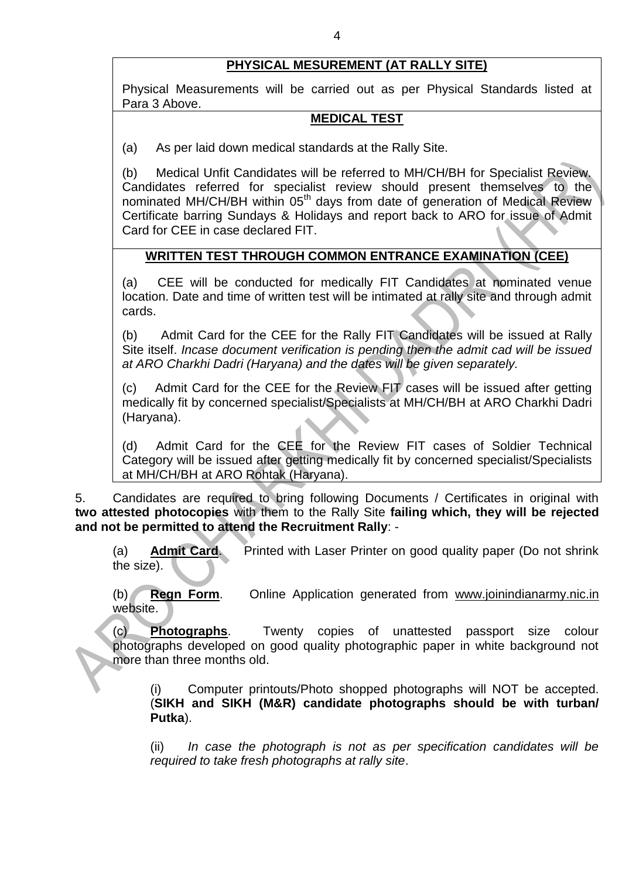**PHYSICAL MESUREMENT (AT RALLY SITE)**

Physical Measurements will be carried out as per Physical Standards listed at Para 3 Above.

**MEDICAL TEST**

(a) As per laid down medical standards at the Rally Site.

(b) Medical Unfit Candidates will be referred to MH/CH/BH for Specialist Review. Candidates referred for specialist review should present themselves to the nominated MH/CH/BH within 05th days from date of generation of Medical Review Certificate barring Sundays & Holidays and report back to ARO for issue of Admit Card for CEE in case declared FIT.

**WRITTEN TEST THROUGH COMMON ENTRANCE EXAMINATION (CEE)**

(a) CEE will be conducted for medically FIT Candidates at nominated venue location. Date and time of written test will be intimated at rally site and through admit cards.

(b) Admit Card for the CEE for the Rally FIT Candidates will be issued at Rally Site itself. *Incase document verification is pending then the admit cad will be issued at ARO Charkhi Dadri (Haryana) and the dates will be given separately.*

(c) Admit Card for the CEE for the Review FIT cases will be issued after getting medically fit by concerned specialist/Specialists at MH/CH/BH at ARO Charkhi Dadri (Haryana).

(d) Admit Card for the CEE for the Review FIT cases of Soldier Technical Category will be issued after getting medically fit by concerned specialist/Specialists at MH/CH/BH at ARO Rohtak (Haryana).

5. Candidates are required to bring following Documents / Certificates in original with **two attested photocopies** with them to the Rally Site **failing which, they will be rejected and not be permitted to attend the Recruitment Rally**: -

(a) **Admit Card**. Printed with Laser Printer on good quality paper (Do not shrink the size).

(b) **Regn Form**. Online Application generated from www.joinindianarmy.nic.in website.

(c) **Photographs**. Twenty copies of unattested passport size colour photographs developed on good quality photographic paper in white background not more than three months old.

(i) Computer printouts/Photo shopped photographs will NOT be accepted. (**SIKH and SIKH (M&R) candidate photographs should be with turban/ Putka**).

(ii) *In case the photograph is not as per specification candidates will be required to take fresh photographs at rally site*.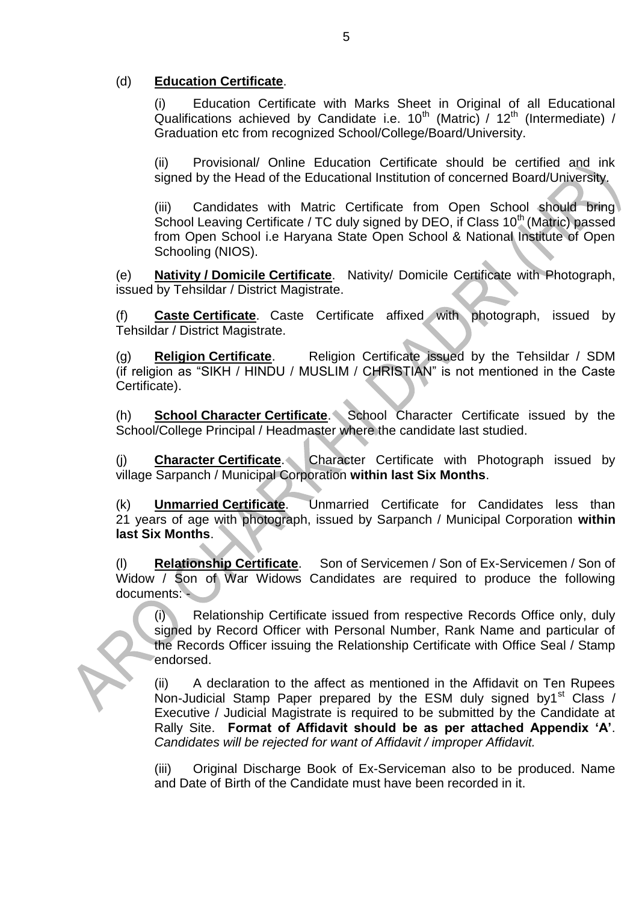(d) **Education Certificate**.

(i) Education Certificate with Marks Sheet in Original of all Educational Qualifications achieved by Candidate i.e. 10th (Matric) / 12th (Intermediate) / Graduation etc from recognized School/College/Board/University.

(ii) Provisional/ Online Education Certificate should be certified and ink signed by the Head of the Educational Institution of concerned Board/University.

(iii) Candidates with Matric Certificate from Open School should bring School Leaving Certificate / TC duly signed by DEO, if Class 10th (Matric) passed from Open School i.e Haryana State Open School & National Institute of Open Schooling (NIOS).

(e) **Nativity / Domicile Certificate**. Nativity/ Domicile Certificate with Photograph, issued by Tehsildar / District Magistrate.

(f) **Caste Certificate**. Caste Certificate affixed with photograph, issued by Tehsildar / District Magistrate.

(g) **Religion Certificate**. Religion Certificate issued by the Tehsildar / SDM (if religion as "SIKH / HINDU / MUSLIM / CHRISTIAN" is not mentioned in the Caste Certificate).

(h) **School Character Certificate**. School Character Certificate issued by the School/College Principal / Headmaster where the candidate last studied.

(j) **Character Certificate**. Character Certificate with Photograph issued by village Sarpanch / Municipal Corporation **within last Six Months**.

(k) **Unmarried Certificate**. Unmarried Certificate for Candidates less than 21 years of age with photograph, issued by Sarpanch / Municipal Corporation **within last Six Months**.

(l) **Relationship Certificate**. Son of Servicemen / Son of Ex-Servicemen / Son of Widow / Son of War Widows Candidates are required to produce the following documents: -

(i) Relationship Certificate issued from respective Records Office only, duly signed by Record Officer with Personal Number, Rank Name and particular of the Records Officer issuing the Relationship Certificate with Office Seal / Stamp endorsed.

(ii) A declaration to the affect as mentioned in the Affidavit on Ten Rupees Non-Judicial Stamp Paper prepared by the ESM duly signed by1st Class / Executive / Judicial Magistrate is required to be submitted by the Candidate at Rally Site. **Format of Affidavit should be as per attached Appendix 'A'**. *Candidates will be rejected for want of Affidavit / improper Affidavit.*

(iii) Original Discharge Book of Ex-Serviceman also to be produced. Name and Date of Birth of the Candidate must have been recorded in it.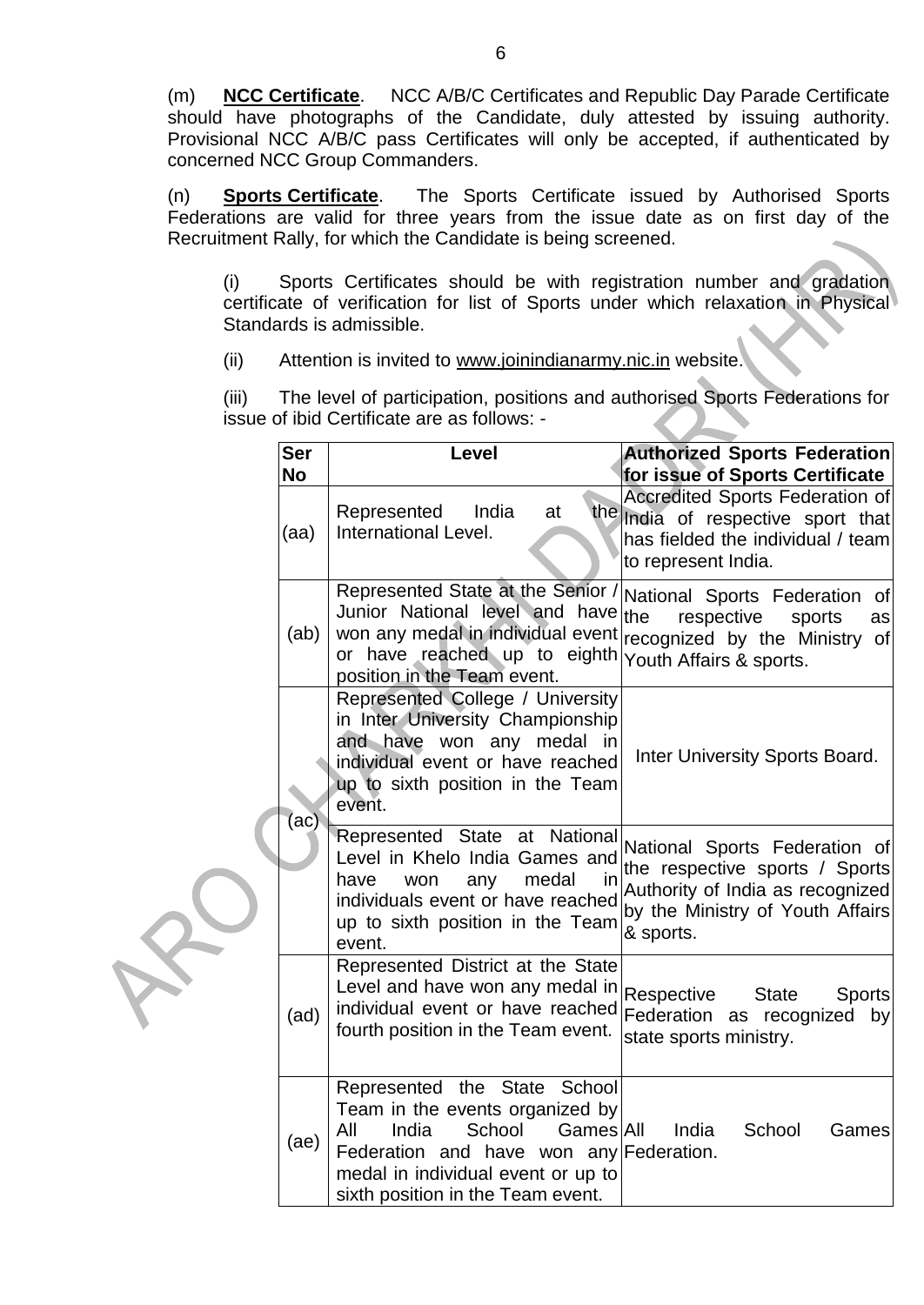(m) **NCC Certificate**. NCC A/B/C Certificates and Republic Day Parade Certificate should have photographs of the Candidate, duly attested by issuing authority. Provisional NCC A/B/C pass Certificates will only be accepted, if authenticated by concerned NCC Group Commanders.

(n) **Sports Certificate**. The Sports Certificate issued by Authorised Sports Federations are valid for three years from the issue date as on first day of the Recruitment Rally, for which the Candidate is being screened.

(i) Sports Certificates should be with registration number and gradation certificate of verification for list of Sports under which relaxation in Physical Standards is admissible.

(ii) Attention is invited to www.joinindianarmy.nic.in website.

(iii) The level of participation, positions and authorised Sports Federations for issue of ibid Certificate are as follows: -

| Ser No | Level | Authorized Sports Federation for issue of Sports Certificate |
|---|---|---|
| (aa) | Represented India at the International Level. | Accredited Sports Federation of India of respective sport that has fielded the individual / team to represent India. |
| (ab) | Represented State at the Senior / Junior National level and have won any medal in individual event or have reached up to eighth position in the Team event. | National Sports Federation of the respective sports as recognized by the Ministry of Youth Affairs & sports. |
| (ac) | Represented College / University in Inter University Championship and have won any medal in individual event or have reached up to sixth position in the Team event. | Inter University Sports Board. |
| | Represented State at National Level in Khelo India Games and have won any medal in individuals event or have reached up to sixth position in the Team event. | National Sports Federation of the respective sports / Sports Authority of India as recognized by the Ministry of Youth Affairs & sports. |
| (ad) | Represented District at the State Level and have won any medal in individual event or have reached fourth position in the Team event. | Respective State Sports Federation as recognized by state sports ministry. |
| (ae) | Represented the State School Team in the events organized by All India School Games Federation and have won any medal in individual event or up to sixth position in the Team event. | All India School Games Federation. |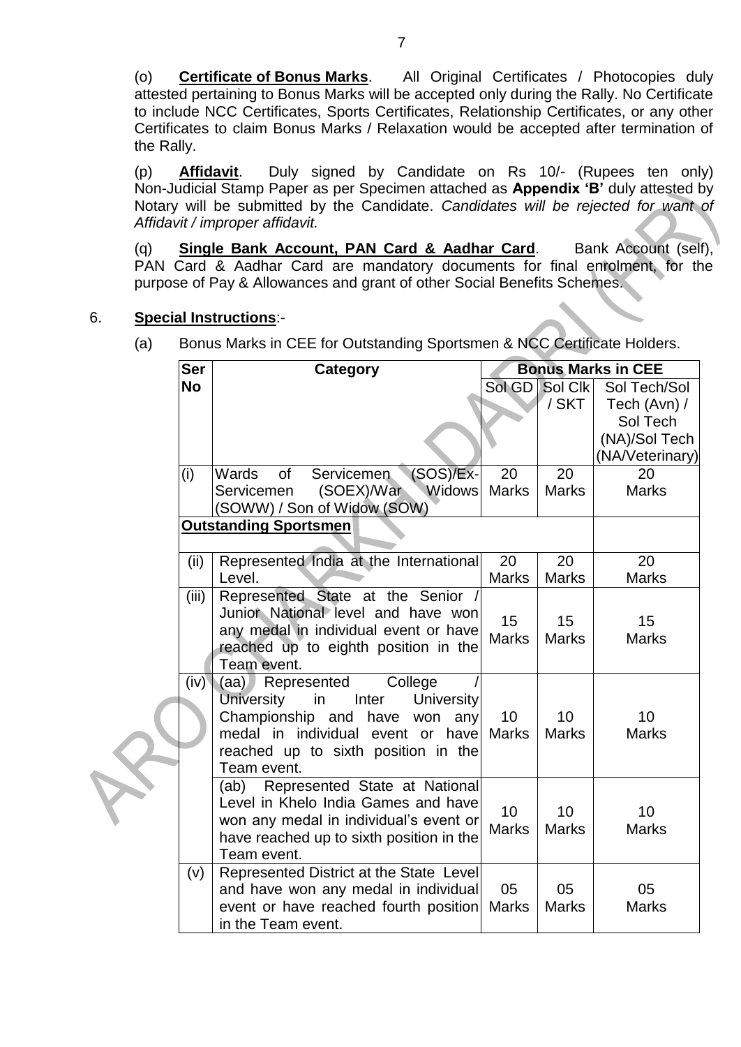(o) **Certificate of Bonus Marks**. All Original Certificates / Photocopies duly attested pertaining to Bonus Marks will be accepted only during the Rally. No Certificate to include NCC Certificates, Sports Certificates, Relationship Certificates, or any other Certificates to claim Bonus Marks / Relaxation would be accepted after termination of the Rally.

(p) **Affidavit**. Duly signed by Candidate on Rs 10/- (Rupees ten only) Non-Judicial Stamp Paper as per Specimen attached as **Appendix 'B'** duly attested by Notary will be submitted by the Candidate. *Candidates will be rejected for want of Affidavit / improper affidavit.*

(q) **Single Bank Account, PAN Card & Aadhar Card**. Bank Account (self), PAN Card & Aadhar Card are mandatory documents for final enrolment, for the purpose of Pay & Allowances and grant of other Social Benefits Schemes.

6. **Special Instructions**:-

(a) Bonus Marks in CEE for Outstanding Sportsmen & NCC Certificate Holders.

| Ser No | Category | Bonus Marks in CEE | | |
|---|---|---|---|---|
| | | Sol GD | Sol Clk / SKT | Sol Tech/Sol Tech (Avn) / Sol Tech (NA)/Sol Tech (NA/Veterinary) |
| (i) | Wards of Servicemen (SOS)/Ex-Servicemen (SOEX)/War Widows (SOWW) / Son of Widow (SOW) | 20 Marks | 20 Marks | 20 Marks |
| | **Outstanding Sportsmen** | | | |
| (ii) | Represented India at the International Level. | 20 Marks | 20 Marks | 20 Marks |
| (iii) | Represented State at the Senior / Junior National level and have won any medal in individual event or have reached up to eighth position in the Team event. | 15 Marks | 15 Marks | 15 Marks |
| (iv) | (aa) Represented College / University in Inter University Championship and have won any medal in individual event or have reached up to sixth position in the Team event. | 10 Marks | 10 Marks | 10 Marks |
| | (ab) Represented State at National Level in Khelo India Games and have won any medal in individual's event or have reached up to sixth position in the Team event. | 10 Marks | 10 Marks | 10 Marks |
| (v) | Represented District at the State Level and have won any medal in individual event or have reached fourth position in the Team event. | 05 Marks | 05 Marks | 05 Marks |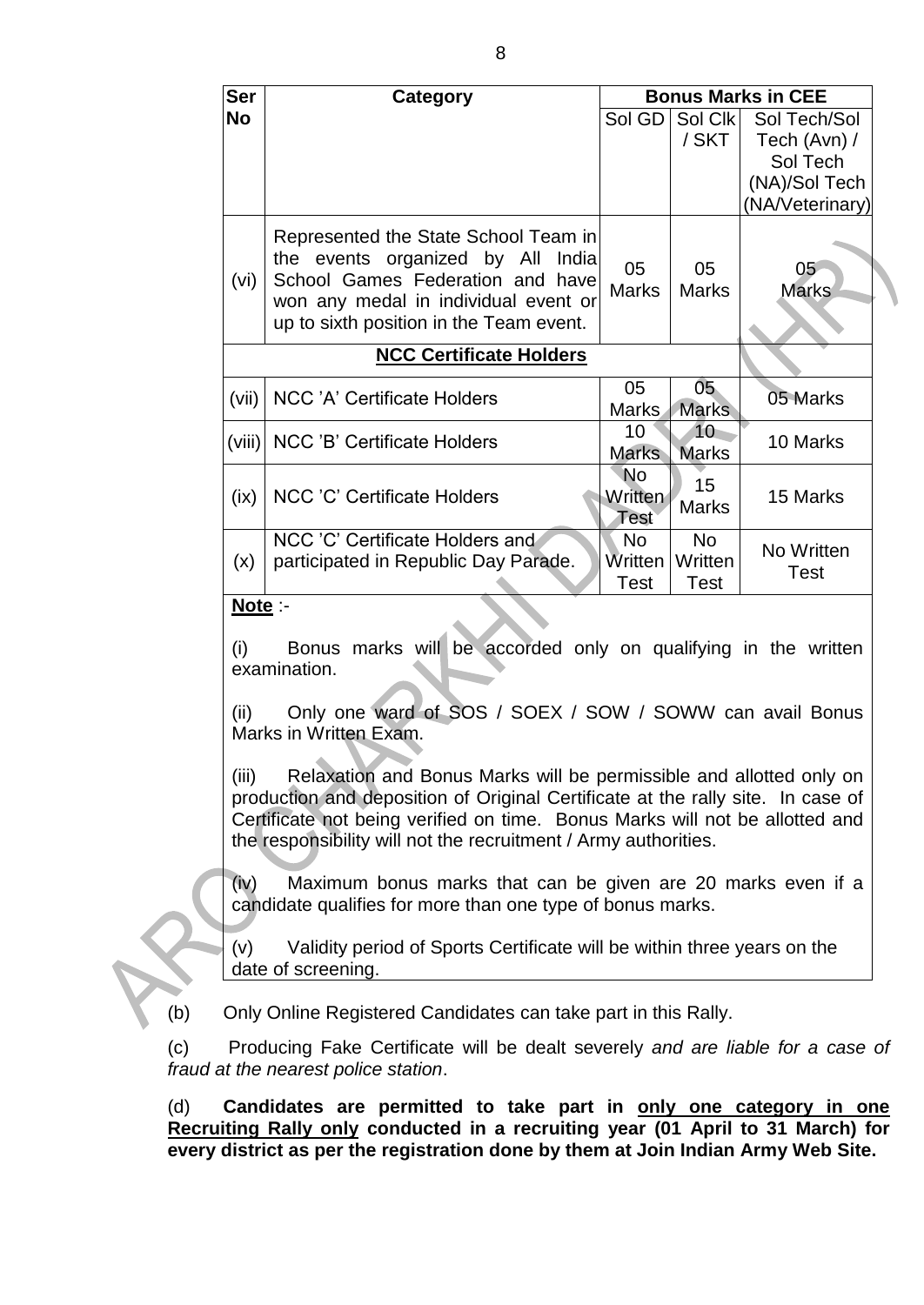| Ser No | Category | Bonus Marks in CEE | | |
|---|---|---|---|---|
| | | Sol GD | Sol Clk / SKT | Sol Tech/Sol Tech (Avn) / Sol Tech (NA)/Sol Tech (NA/Veterinary) |
| (vi) | Represented the State School Team in the events organized by All India School Games Federation and have won any medal in individual event or up to sixth position in the Team event. | 05 Marks | 05 Marks | 05 Marks |
| | **NCC Certificate Holders** | | | |
| (vii) | NCC 'A' Certificate Holders | 05 Marks | 05 Marks | 05 Marks |
| (viii) | NCC 'B' Certificate Holders | 10 Marks | 10 Marks | 10 Marks |
| (ix) | NCC 'C' Certificate Holders | No Written Test | 15 Marks | 15 Marks |
| (x) | NCC 'C' Certificate Holders and participated in Republic Day Parade. | No Written Test | No Written Test | No Written Test |

**Note** :-

(i) Bonus marks will be accorded only on qualifying in the written examination.

(ii) Only one ward of SOS / SOEX / SOW / SOWW can avail Bonus Marks in Written Exam.

(iii) Relaxation and Bonus Marks will be permissible and allotted only on production and deposition of Original Certificate at the rally site. In case of Certificate not being verified on time. Bonus Marks will not be allotted and the responsibility will not the recruitment / Army authorities.

(iv) Maximum bonus marks that can be given are 20 marks even if a candidate qualifies for more than one type of bonus marks.

(v) Validity period of Sports Certificate will be within three years on the date of screening.

(b) Only Online Registered Candidates can take part in this Rally.

(c) Producing Fake Certificate will be dealt severely *and are liable for a case of fraud at the nearest police station*.

(d) **Candidates are permitted to take part in <u>only one category in one Recruiting Rally only</u> conducted in a recruiting year (01 April to 31 March) for every district as per the registration done by them at Join Indian Army Web Site.**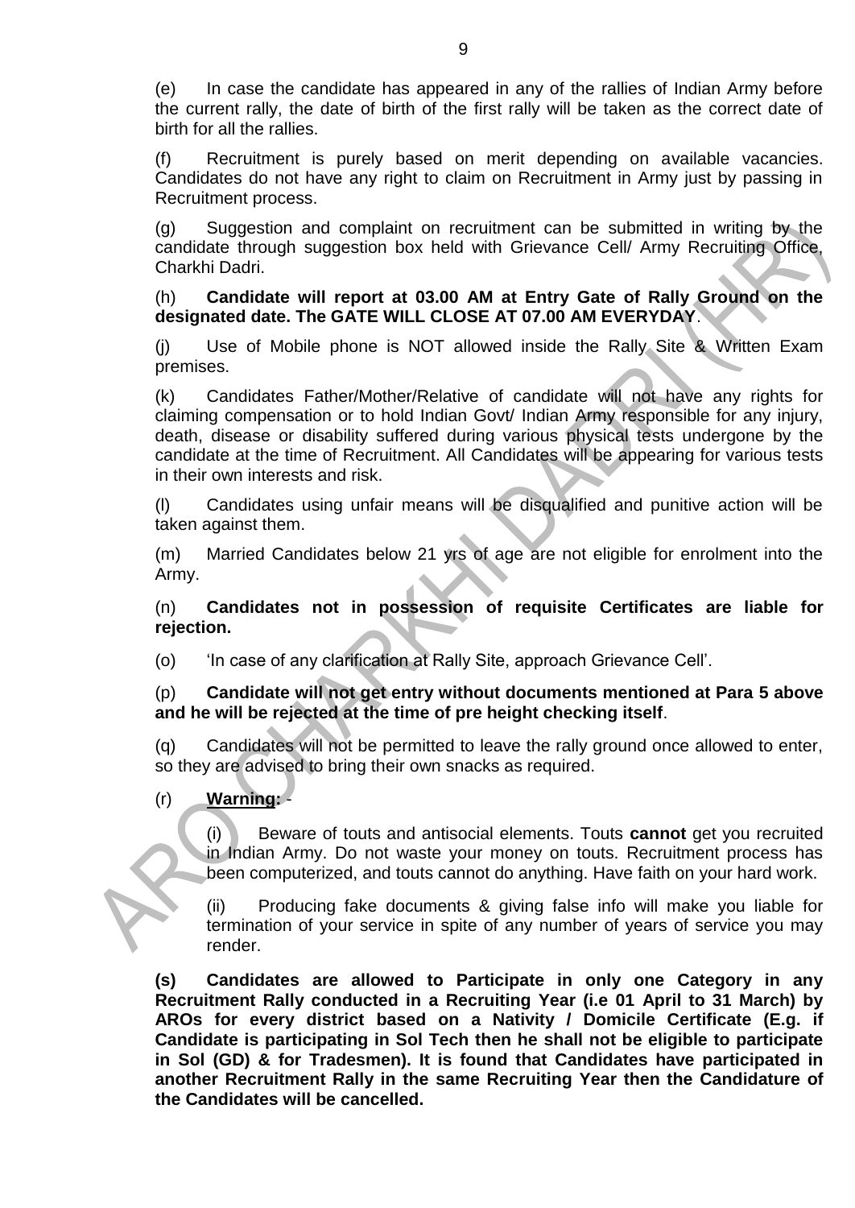(e) In case the candidate has appeared in any of the rallies of Indian Army before the current rally, the date of birth of the first rally will be taken as the correct date of birth for all the rallies.

(f) Recruitment is purely based on merit depending on available vacancies. Candidates do not have any right to claim on Recruitment in Army just by passing in Recruitment process.

(g) Suggestion and complaint on recruitment can be submitted in writing by the candidate through suggestion box held with Grievance Cell/ Army Recruiting Office, Charkhi Dadri.

(h) **Candidate will report at 03.00 AM at Entry Gate of Rally Ground on the designated date. The GATE WILL CLOSE AT 07.00 AM EVERYDAY**.

(j) Use of Mobile phone is NOT allowed inside the Rally Site & Written Exam premises.

(k) Candidates Father/Mother/Relative of candidate will not have any rights for claiming compensation or to hold Indian Govt/ Indian Army responsible for any injury, death, disease or disability suffered during various physical tests undergone by the candidate at the time of Recruitment. All Candidates will be appearing for various tests in their own interests and risk.

(l) Candidates using unfair means will be disqualified and punitive action will be taken against them.

(m) Married Candidates below 21 yrs of age are not eligible for enrolment into the Army.

(n) **Candidates not in possession of requisite Certificates are liable for rejection.**

(o) 'In case of any clarification at Rally Site, approach Grievance Cell'.

(p) **Candidate will not get entry without documents mentioned at Para 5 above and he will be rejected at the time of pre height checking itself**.

(q) Candidates will not be permitted to leave the rally ground once allowed to enter, so they are advised to bring their own snacks as required.

(r) **Warning:** -

(i) Beware of touts and antisocial elements. Touts **cannot** get you recruited in Indian Army. Do not waste your money on touts. Recruitment process has been computerized, and touts cannot do anything. Have faith on your hard work.

(ii) Producing fake documents & giving false info will make you liable for termination of your service in spite of any number of years of service you may render.

**(s) Candidates are allowed to Participate in only one Category in any Recruitment Rally conducted in a Recruiting Year (i.e 01 April to 31 March) by AROs for every district based on a Nativity / Domicile Certificate (E.g. if Candidate is participating in Sol Tech then he shall not be eligible to participate in Sol (GD) & for Tradesmen). It is found that Candidates have participated in another Recruitment Rally in the same Recruiting Year then the Candidature of the Candidates will be cancelled.**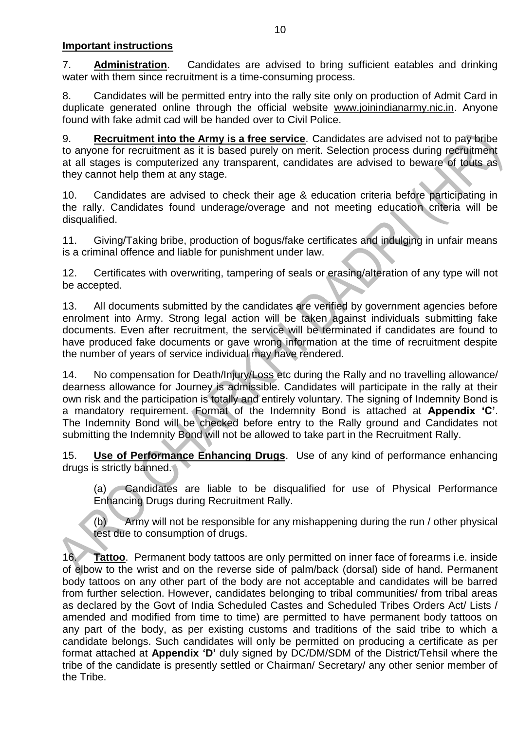**Important instructions**

7. **Administration**. Candidates are advised to bring sufficient eatables and drinking water with them since recruitment is a time-consuming process.

8. Candidates will be permitted entry into the rally site only on production of Admit Card in duplicate generated online through the official website www.joinindianarmy.nic.in. Anyone found with fake admit cad will be handed over to Civil Police.

9. **Recruitment into the Army is a free service**. Candidates are advised not to pay bribe to anyone for recruitment as it is based purely on merit. Selection process during recruitment at all stages is computerized any transparent, candidates are advised to beware of touts as they cannot help them at any stage.

10. Candidates are advised to check their age & education criteria before participating in the rally. Candidates found underage/overage and not meeting education criteria will be disqualified.

11. Giving/Taking bribe, production of bogus/fake certificates and indulging in unfair means is a criminal offence and liable for punishment under law.

12. Certificates with overwriting, tampering of seals or erasing/alteration of any type will not be accepted.

13. All documents submitted by the candidates are verified by government agencies before enrolment into Army. Strong legal action will be taken against individuals submitting fake documents. Even after recruitment, the service will be terminated if candidates are found to have produced fake documents or gave wrong information at the time of recruitment despite the number of years of service individual may have rendered.

14. No compensation for Death/Injury/Loss etc during the Rally and no travelling allowance/ dearness allowance for Journey is admissible. Candidates will participate in the rally at their own risk and the participation is totally and entirely voluntary. The signing of Indemnity Bond is a mandatory requirement. Format of the Indemnity Bond is attached at **Appendix 'C'**. The Indemnity Bond will be checked before entry to the Rally ground and Candidates not submitting the Indemnity Bond will not be allowed to take part in the Recruitment Rally.

15. **Use of Performance Enhancing Drugs**. Use of any kind of performance enhancing drugs is strictly banned.

(a) Candidates are liable to be disqualified for use of Physical Performance Enhancing Drugs during Recruitment Rally.

(b) Army will not be responsible for any mishappening during the run / other physical test due to consumption of drugs.

16. **Tattoo**. Permanent body tattoos are only permitted on inner face of forearms i.e. inside of elbow to the wrist and on the reverse side of palm/back (dorsal) side of hand. Permanent body tattoos on any other part of the body are not acceptable and candidates will be barred from further selection. However, candidates belonging to tribal communities/ from tribal areas as declared by the Govt of India Scheduled Castes and Scheduled Tribes Orders Act/ Lists / amended and modified from time to time) are permitted to have permanent body tattoos on any part of the body, as per existing customs and traditions of the said tribe to which a candidate belongs. Such candidates will only be permitted on producing a certificate as per format attached at **Appendix 'D'** duly signed by DC/DM/SDM of the District/Tehsil where the tribe of the candidate is presently settled or Chairman/ Secretary/ any other senior member of the Tribe.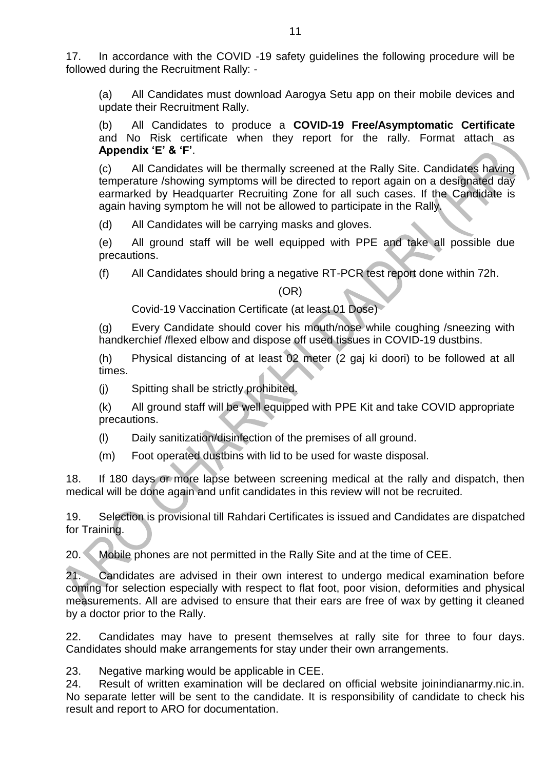17. In accordance with the COVID -19 safety guidelines the following procedure will be followed during the Recruitment Rally: -

(a) All Candidates must download Aarogya Setu app on their mobile devices and update their Recruitment Rally.

(b) All Candidates to produce a **COVID-19 Free/Asymptomatic Certificate** and No Risk certificate when they report for the rally. Format attach as **Appendix 'E' & 'F'**.

(c) All Candidates will be thermally screened at the Rally Site. Candidates having temperature /showing symptoms will be directed to report again on a designated day earmarked by Headquarter Recruiting Zone for all such cases. If the Candidate is again having symptom he will not be allowed to participate in the Rally.

(d) All Candidates will be carrying masks and gloves.

(e) All ground staff will be well equipped with PPE and take all possible due precautions.

(f) All Candidates should bring a negative RT-PCR test report done within 72h.

(OR)

Covid-19 Vaccination Certificate (at least 01 Dose)

(g) Every Candidate should cover his mouth/nose while coughing /sneezing with handkerchief /flexed elbow and dispose off used tissues in COVID-19 dustbins.

(h) Physical distancing of at least 02 meter (2 gaj ki doori) to be followed at all times.

(j) Spitting shall be strictly prohibited.

(k) All ground staff will be well equipped with PPE Kit and take COVID appropriate precautions.

(l) Daily sanitization/disinfection of the premises of all ground.

(m) Foot operated dustbins with lid to be used for waste disposal.

18. If 180 days or more lapse between screening medical at the rally and dispatch, then medical will be done again and unfit candidates in this review will not be recruited.

19. Selection is provisional till Rahdari Certificates is issued and Candidates are dispatched for Training.

20. Mobile phones are not permitted in the Rally Site and at the time of CEE.

21. Candidates are advised in their own interest to undergo medical examination before coming for selection especially with respect to flat foot, poor vision, deformities and physical measurements. All are advised to ensure that their ears are free of wax by getting it cleaned by a doctor prior to the Rally.

22. Candidates may have to present themselves at rally site for three to four days. Candidates should make arrangements for stay under their own arrangements.

23. Negative marking would be applicable in CEE.

24. Result of written examination will be declared on official website joinindianarmy.nic.in. No separate letter will be sent to the candidate. It is responsibility of candidate to check his result and report to ARO for documentation.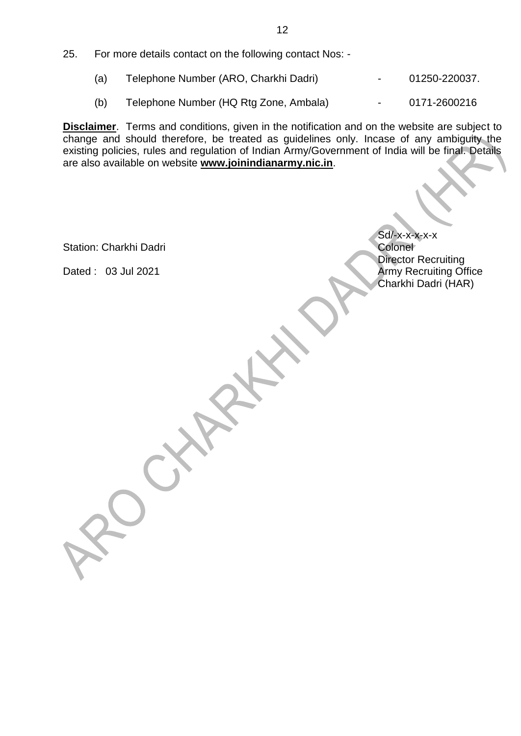25. For more details contact on the following contact Nos: -

   (a) Telephone Number (ARO, Charkhi Dadri) - 01250-220037.

   (b) Telephone Number (HQ Rtg Zone, Ambala) - 0171-2600216

**Disclaimer**. Terms and conditions, given in the notification and on the website are subject to change and should therefore, be treated as guidelines only. Incase of any ambiguity the existing policies, rules and regulation of Indian Army/Government of India will be final. Details are also available on website **www.joinindianarmy.nic.in**.

Sd/-x-x-x-x-x
Colonel
Director Recruiting
Army Recruiting Office
Charkhi Dadri (HAR)

Station: Charkhi Dadri

Dated : 03 Jul 2021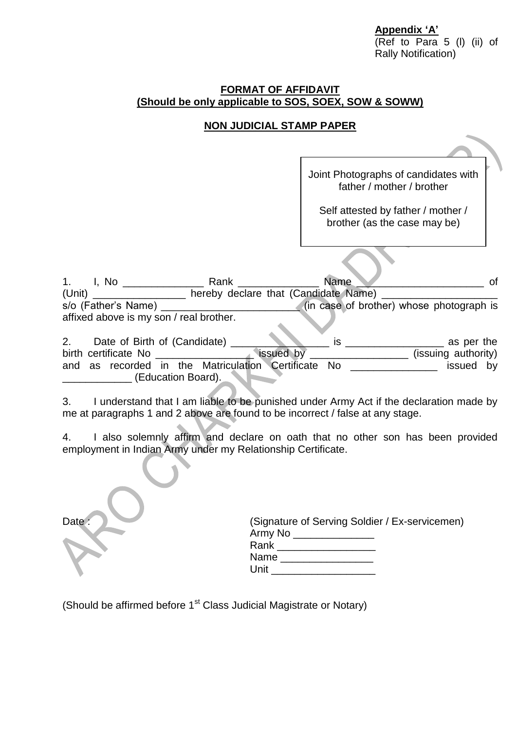**Appendix 'A'**
(Ref to Para 5 (l) (ii) of Rally Notification)

**FORMAT OF AFFIDAVIT**
**(Should be only applicable to SOS, SOEX, SOW & SOWW)**

**NON JUDICIAL STAMP PAPER**

| Joint Photographs of candidates with father / mother / brother<br><br>Self attested by father / mother / brother (as the case may be) |
|---|

1. I, No ______________ Rank ______________ Name ______________________ of (Unit) ________________ hereby declare that (Candidate Name) ____________________ s/o (Father's Name) ________________________ (in case of brother) whose photograph is affixed above is my son / real brother.

2. Date of Birth of (Candidate) _________________ is _________________ as per the birth certificate No _________________ issued by _________________ (issuing authority) and as recorded in the Matriculation Certificate No _______________ issued by ____________ (Education Board).

3. I understand that I am liable to be punished under Army Act if the declaration made by me at paragraphs 1 and 2 above are found to be incorrect / false at any stage.

4. I also solemnly affirm and declare on oath that no other son has been provided employment in Indian Army under my Relationship Certificate.

Date :

(Signature of Serving Soldier / Ex-servicemen)
Army No ______________
Rank _________________
Name ________________
Unit __________________

(Should be affirmed before 1st Class Judicial Magistrate or Notary)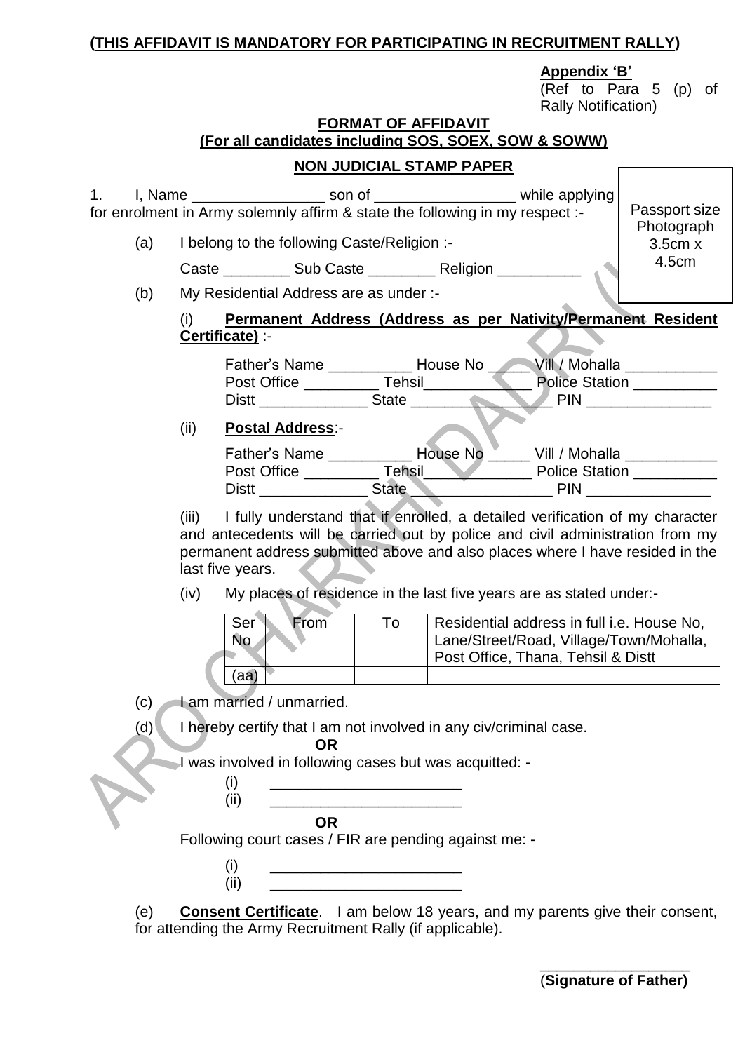**(THIS AFFIDAVIT IS MANDATORY FOR PARTICIPATING IN RECRUITMENT RALLY)**

**Appendix 'B'**
(Ref to Para 5 (p) of Rally Notification)

**FORMAT OF AFFIDAVIT**
**(For all candidates including SOS, SOEX, SOW & SOWW)**

**NON JUDICIAL STAMP PAPER**

Passport size Photograph 3.5cm x 4.5cm

1. I, Name ________________ son of _________________ while applying for enrolment in Army solemnly affirm & state the following in my respect :-

(a) I belong to the following Caste/Religion :-

Caste ________ Sub Caste ________ Religion __________

(b) My Residential Address are as under :-

(i) **Permanent Address (Address as per Nativity/Permanent Resident Certificate)** :-

Father's Name __________ House No _____ Vill / Mohalla ___________
Post Office _________ Tehsil_____________ Police Station __________
Distt _____________ State ________________ PIN _______________

(ii) **Postal Address**:-

Father's Name __________ House No _____ Vill / Mohalla ___________
Post Office _________ Tehsil_____________ Police Station __________
Distt _____________ State ________________ PIN _______________

(iii) I fully understand that if enrolled, a detailed verification of my character and antecedents will be carried out by police and civil administration from my permanent address submitted above and also places where I have resided in the last five years.

(iv) My places of residence in the last five years are as stated under:-

| Ser No | From | To | Residential address in full i.e. House No, Lane/Street/Road, Village/Town/Mohalla, Post Office, Thana, Tehsil & Distt |
|---|---|---|---|
| (aa) | | | |

(c) I am married / unmarried.

(d) I hereby certify that I am not involved in any civ/criminal case.

**OR**

I was involved in following cases but was acquitted: -

(i) _______________________
(ii) _______________________

**OR**

Following court cases / FIR are pending against me: -

(i) _______________________
(ii) _______________________

(e) **Consent Certificate**. I am below 18 years, and my parents give their consent, for attending the Army Recruitment Rally (if applicable).

__________________
(**Signature of Father)**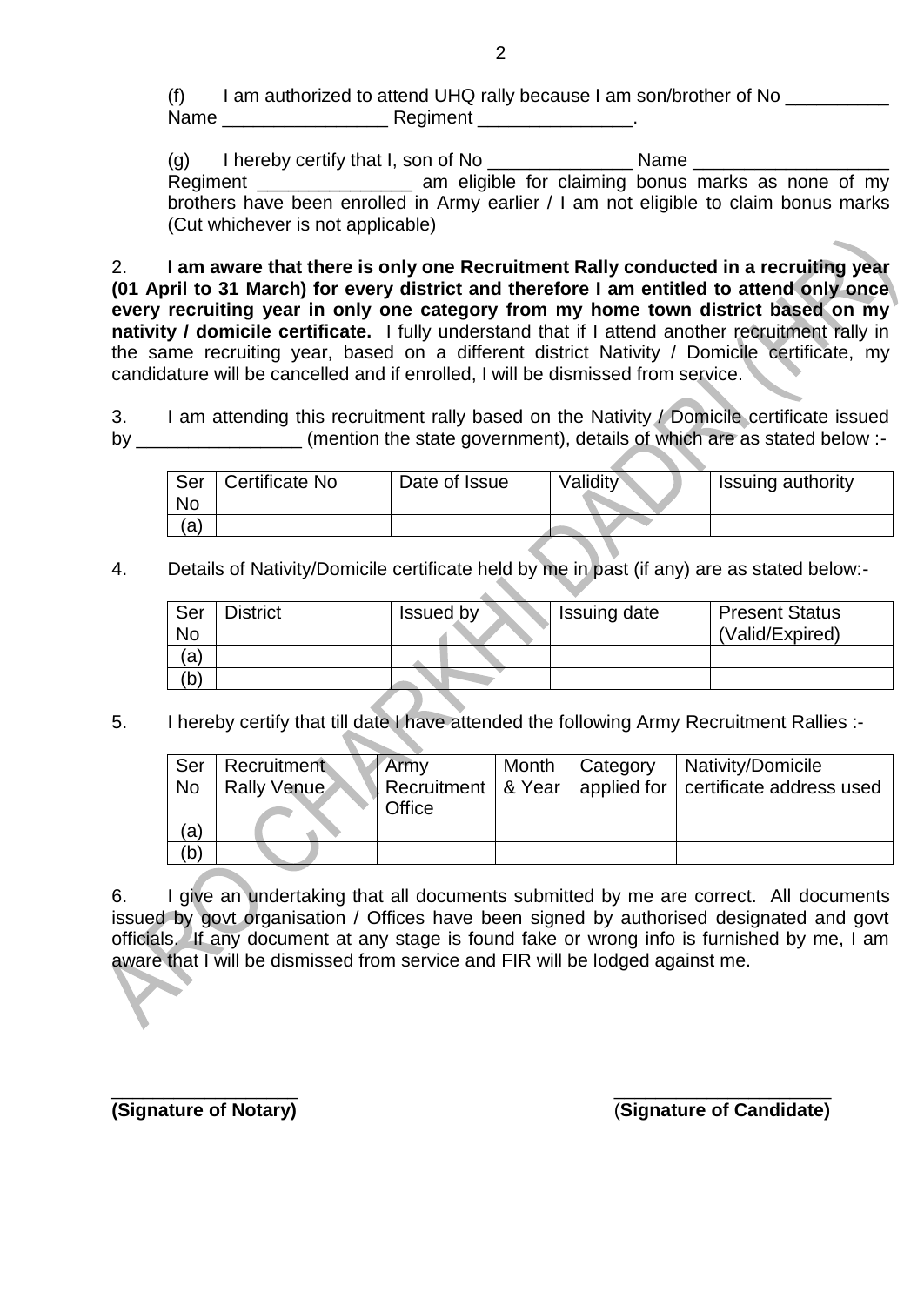(f) I am authorized to attend UHQ rally because I am son/brother of No __________ Name ________________ Regiment _______________.

(g) I hereby certify that I, son of No ______________ Name ___________________ Regiment _______________ am eligible for claiming bonus marks as none of my brothers have been enrolled in Army earlier / I am not eligible to claim bonus marks (Cut whichever is not applicable)

2. **I am aware that there is only one Recruitment Rally conducted in a recruiting year (01 April to 31 March) for every district and therefore I am entitled to attend only once every recruiting year in only one category from my home town district based on my nativity / domicile certificate.** I fully understand that if I attend another recruitment rally in the same recruiting year, based on a different district Nativity / Domicile certificate, my candidature will be cancelled and if enrolled, I will be dismissed from service.

3. I am attending this recruitment rally based on the Nativity / Domicile certificate issued by ________________ (mention the state government), details of which are as stated below :-

| Ser No | Certificate No | Date of Issue | Validity | Issuing authority |
|---|---|---|---|---|
| (a) | | | | |

4. Details of Nativity/Domicile certificate held by me in past (if any) are as stated below:-

| Ser No | District | Issued by | Issuing date | Present Status (Valid/Expired) |
|---|---|---|---|---|
| (a) | | | | |
| (b) | | | | |

5. I hereby certify that till date I have attended the following Army Recruitment Rallies :-

| Ser No | Recruitment Rally Venue | Army Recruitment Office | Month & Year | Category applied for | Nativity/Domicile certificate address used |
|---|---|---|---|---|---|
| (a) | | | | | |
| (b) | | | | | |

6. I give an undertaking that all documents submitted by me are correct. All documents issued by govt organisation / Offices have been signed by authorised designated and govt officials. If any document at any stage is found fake or wrong info is furnished by me, I am aware that I will be dismissed from service and FIR will be lodged against me.

__________________ 
**(Signature of Notary)**

_____________________ 
(**Signature of Candidate)**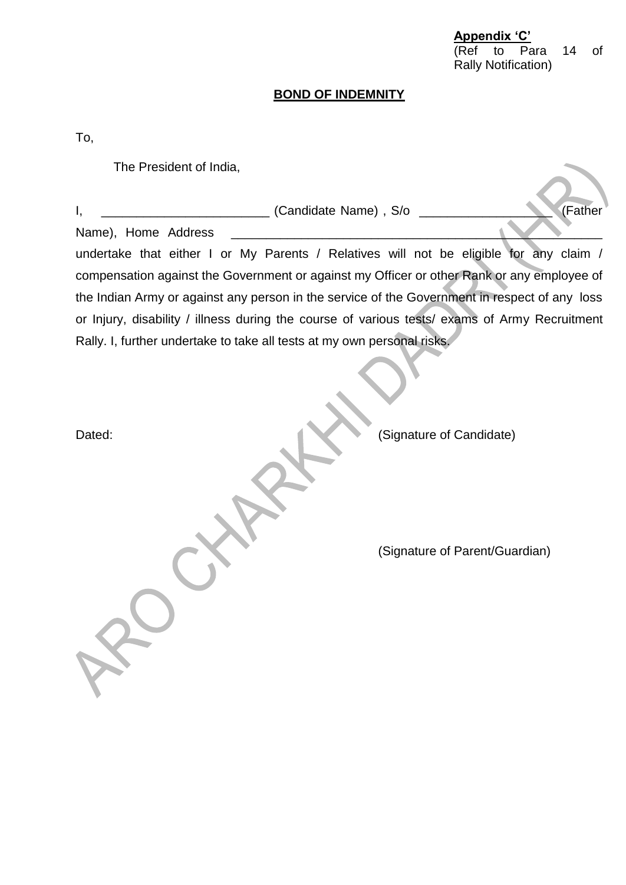**Appendix 'C'**
(Ref to Para 14 of Rally Notification)

**BOND OF INDEMNITY**

To,

The President of India,

I, ________________________ (Candidate Name) , S/o __________________ (Father Name), Home Address ______________________________________________________ undertake that either I or My Parents / Relatives will not be eligible for any claim / compensation against the Government or against my Officer or other Rank or any employee of the Indian Army or against any person in the service of the Government in respect of any loss or Injury, disability / illness during the course of various tests/ exams of Army Recruitment Rally. I, further undertake to take all tests at my own personal risks.

Dated: (Signature of Candidate)

(Signature of Parent/Guardian)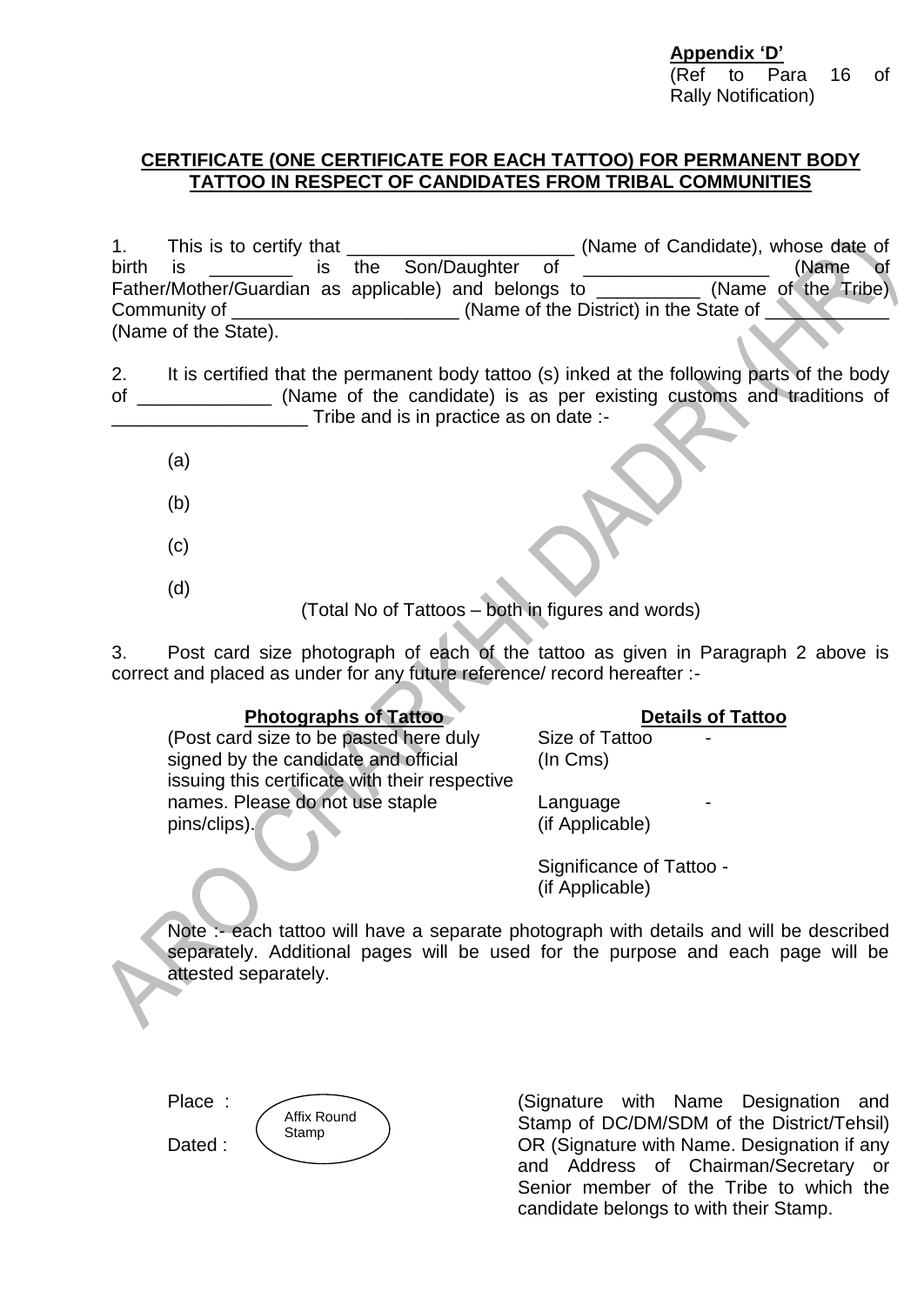**Appendix 'D'**
(Ref to Para 16 of Rally Notification)

**CERTIFICATE (ONE CERTIFICATE FOR EACH TATTOO) FOR PERMANENT BODY TATTOO IN RESPECT OF CANDIDATES FROM TRIBAL COMMUNITIES**

1. This is to certify that ______________________ (Name of Candidate), whose date of birth is ________ is the Son/Daughter of __________________ (Name of Father/Mother/Guardian as applicable) and belongs to __________ (Name of the Tribe) Community of ______________________ (Name of the District) in the State of ____________ (Name of the State).

2. It is certified that the permanent body tattoo (s) inked at the following parts of the body of _____________ (Name of the candidate) is as per existing customs and traditions of ___________________ Tribe and is in practice as on date :-

(a)

(b)

(c)

(d)

(Total No of Tattoos – both in figures and words)

3. Post card size photograph of each of the tattoo as given in Paragraph 2 above is correct and placed as under for any future reference/ record hereafter :-

| **Photographs of Tattoo** | **Details of Tattoo** |
|---|---|
| (Post card size to be pasted here duly signed by the candidate and official issuing this certificate with their respective names. Please do not use staple pins/clips). | Size of Tattoo (In Cms) - <br> Language (if Applicable) - <br> Significance of Tattoo (if Applicable) - |

Note :- each tattoo will have a separate photograph with details and will be described separately. Additional pages will be used for the purpose and each page will be attested separately.

Place :

Dated :

Affix Round Stamp

(Signature with Name Designation and Stamp of DC/DM/SDM of the District/Tehsil) OR (Signature with Name. Designation if any and Address of Chairman/Secretary or Senior member of the Tribe to which the candidate belongs to with their Stamp.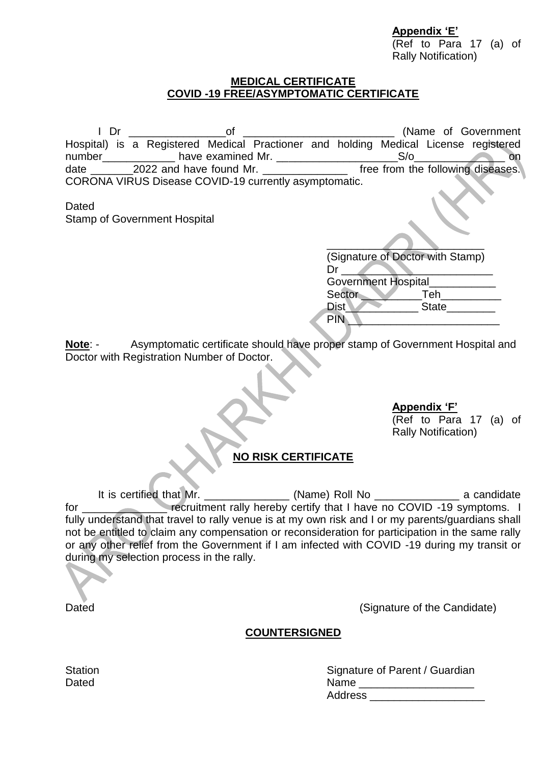**Appendix 'E'**
(Ref to Para 17 (a) of Rally Notification)

**MEDICAL CERTIFICATE**
**COVID -19 FREE/ASYMPTOMATIC CERTIFICATE**

I Dr ________________of _________________________ (Name of Government Hospital) is a Registered Medical Practioner and holding Medical License registered number____________ have examined Mr. ____________________S/o_______________ on date _______2022 and have found Mr. ______________ free from the following diseases. CORONA VIRUS Disease COVID-19 currently asymptomatic.

Dated
Stamp of Government Hospital

_________________________
(Signature of Doctor with Stamp)
Dr _________________________
Government Hospital___________
Sector__________Teh__________
Dist____________ State________
PIN __________________________

**Note**: - Asymptomatic certificate should have proper stamp of Government Hospital and Doctor with Registration Number of Doctor.

**Appendix 'F'**
(Ref to Para 17 (a) of Rally Notification)

**NO RISK CERTIFICATE**

It is certified that Mr. ______________ (Name) Roll No ______________ a candidate for ______________ recruitment rally hereby certify that I have no COVID -19 symptoms. I fully understand that travel to rally venue is at my own risk and I or my parents/guardians shall not be entitled to claim any compensation or reconsideration for participation in the same rally or any other relief from the Government if I am infected with COVID -19 during my transit or during my selection process in the rally.

Dated (Signature of the Candidate)

**COUNTERSIGNED**

Station
Dated

Signature of Parent / Guardian
Name ___________________
Address ___________________